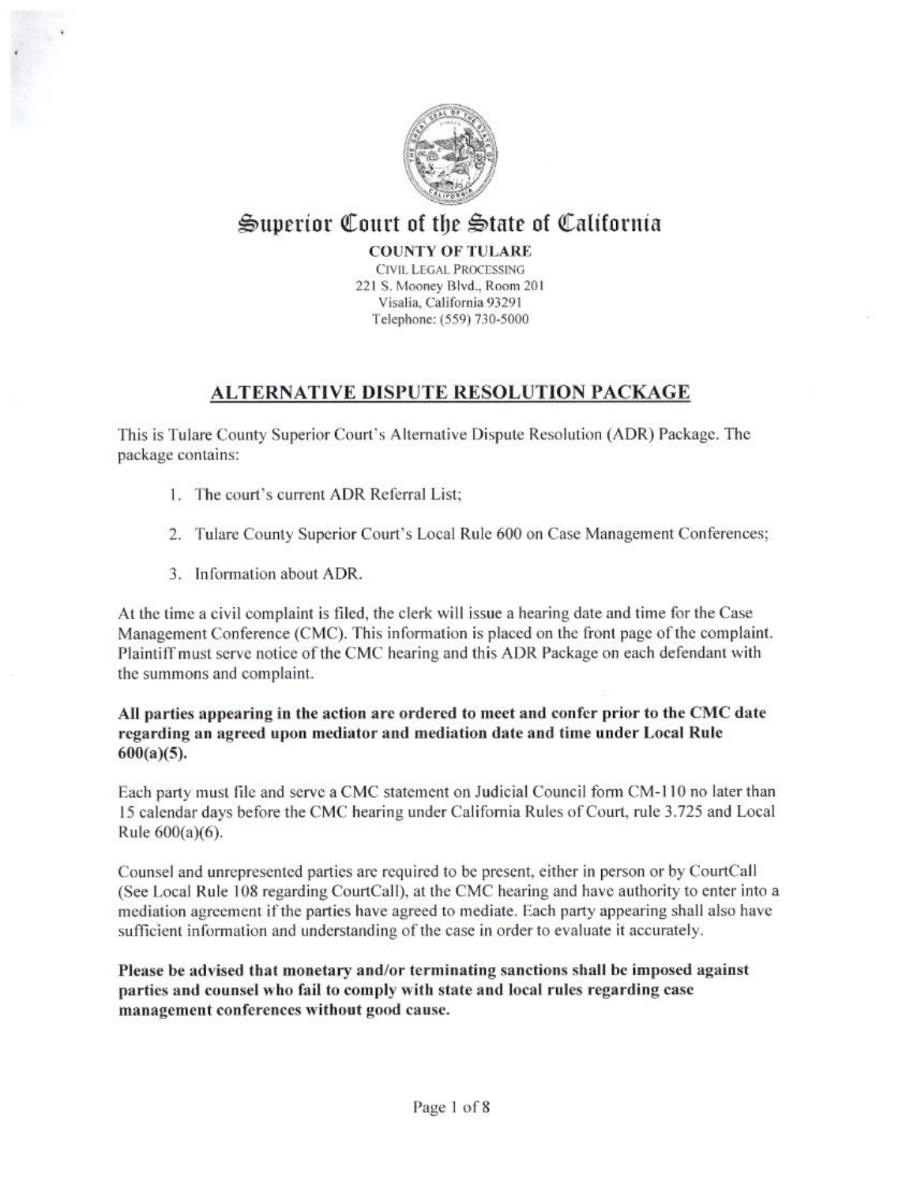# Superior Court of the State of California

**COUNTY OF TULARE**
CIVIL LEGAL PROCESSING
221 S. Mooney Blvd., Room 201
Visalia, California 93291
Telephone: (559) 730-5000

## ALTERNATIVE DISPUTE RESOLUTION PACKAGE

This is Tulare County Superior Court's Alternative Dispute Resolution (ADR) Package. The package contains:

1. The court's current ADR Referral List;
2. Tulare County Superior Court's Local Rule 600 on Case Management Conferences;
3. Information about ADR.

At the time a civil complaint is filed, the clerk will issue a hearing date and time for the Case Management Conference (CMC). This information is placed on the front page of the complaint. Plaintiff must serve notice of the CMC hearing and this ADR Package on each defendant with the summons and complaint.

**All parties appearing in the action are ordered to meet and confer prior to the CMC date regarding an agreed upon mediator and mediation date and time under Local Rule 600(a)(5).**

Each party must file and serve a CMC statement on Judicial Council form CM-110 no later than 15 calendar days before the CMC hearing under California Rules of Court, rule 3.725 and Local Rule 600(a)(6).

Counsel and unrepresented parties are required to be present, either in person or by CourtCall (See Local Rule 108 regarding CourtCall), at the CMC hearing and have authority to enter into a mediation agreement if the parties have agreed to mediate. Each party appearing shall also have sufficient information and understanding of the case in order to evaluate it accurately.

**Please be advised that monetary and/or terminating sanctions shall be imposed against parties and counsel who fail to comply with state and local rules regarding case management conferences without good cause.**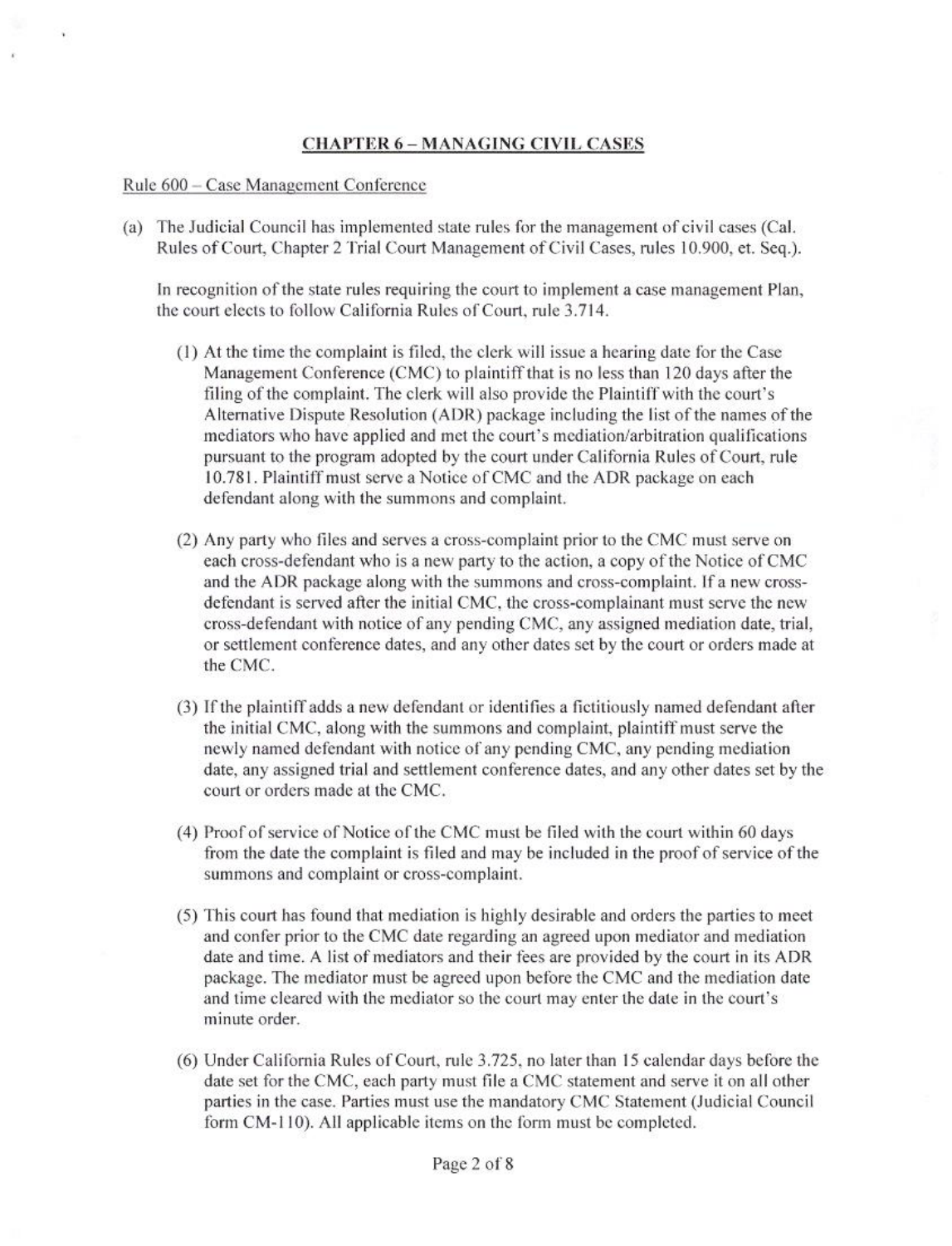## CHAPTER 6 – MANAGING CIVIL CASES

Rule 600 – Case Management Conference

(a) The Judicial Council has implemented state rules for the management of civil cases (Cal. Rules of Court, Chapter 2 Trial Court Management of Civil Cases, rules 10.900, et. Seq.).

In recognition of the state rules requiring the court to implement a case management Plan, the court elects to follow California Rules of Court, rule 3.714.

(1) At the time the complaint is filed, the clerk will issue a hearing date for the Case Management Conference (CMC) to plaintiff that is no less than 120 days after the filing of the complaint. The clerk will also provide the Plaintiff with the court's Alternative Dispute Resolution (ADR) package including the list of the names of the mediators who have applied and met the court's mediation/arbitration qualifications pursuant to the program adopted by the court under California Rules of Court, rule 10.781. Plaintiff must serve a Notice of CMC and the ADR package on each defendant along with the summons and complaint.

(2) Any party who files and serves a cross-complaint prior to the CMC must serve on each cross-defendant who is a new party to the action, a copy of the Notice of CMC and the ADR package along with the summons and cross-complaint. If a new cross-defendant is served after the initial CMC, the cross-complainant must serve the new cross-defendant with notice of any pending CMC, any assigned mediation date, trial, or settlement conference dates, and any other dates set by the court or orders made at the CMC.

(3) If the plaintiff adds a new defendant or identifies a fictitiously named defendant after the initial CMC, along with the summons and complaint, plaintiff must serve the newly named defendant with notice of any pending CMC, any pending mediation date, any assigned trial and settlement conference dates, and any other dates set by the court or orders made at the CMC.

(4) Proof of service of Notice of the CMC must be filed with the court within 60 days from the date the complaint is filed and may be included in the proof of service of the summons and complaint or cross-complaint.

(5) This court has found that mediation is highly desirable and orders the parties to meet and confer prior to the CMC date regarding an agreed upon mediator and mediation date and time. A list of mediators and their fees are provided by the court in its ADR package. The mediator must be agreed upon before the CMC and the mediation date and time cleared with the mediator so the court may enter the date in the court's minute order.

(6) Under California Rules of Court, rule 3.725, no later than 15 calendar days before the date set for the CMC, each party must file a CMC statement and serve it on all other parties in the case. Parties must use the mandatory CMC Statement (Judicial Council form CM-110). All applicable items on the form must be completed.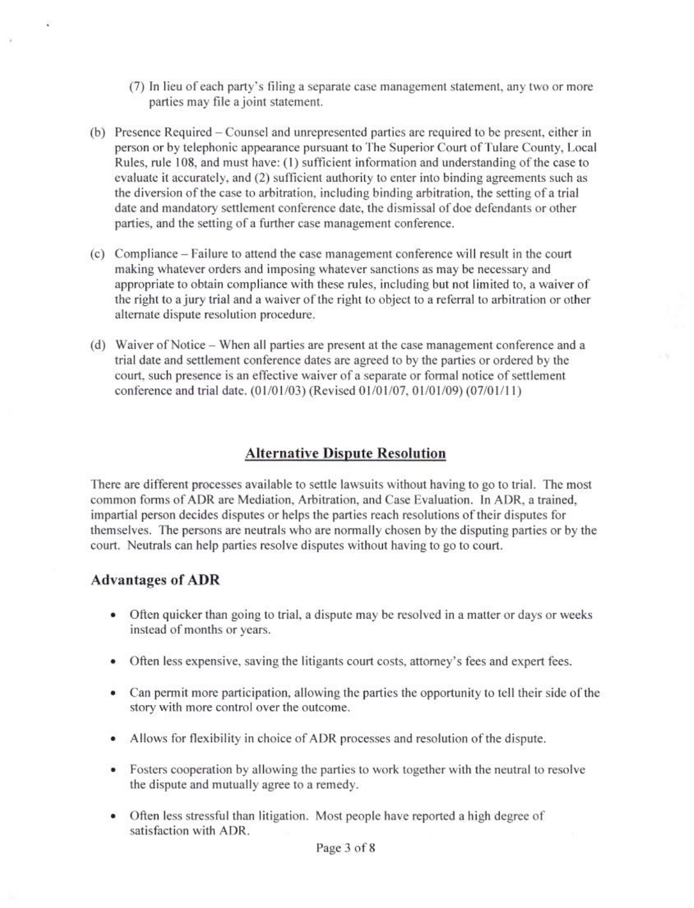(7) In lieu of each party's filing a separate case management statement, any two or more parties may file a joint statement.

(b) Presence Required – Counsel and unrepresented parties are required to be present, either in person or by telephonic appearance pursuant to The Superior Court of Tulare County, Local Rules, rule 108, and must have: (1) sufficient information and understanding of the case to evaluate it accurately, and (2) sufficient authority to enter into binding agreements such as the diversion of the case to arbitration, including binding arbitration, the setting of a trial date and mandatory settlement conference date, the dismissal of doe defendants or other parties, and the setting of a further case management conference.

(c) Compliance – Failure to attend the case management conference will result in the court making whatever orders and imposing whatever sanctions as may be necessary and appropriate to obtain compliance with these rules, including but not limited to, a waiver of the right to a jury trial and a waiver of the right to object to a referral to arbitration or other alternate dispute resolution procedure.

(d) Waiver of Notice – When all parties are present at the case management conference and a trial date and settlement conference dates are agreed to by the parties or ordered by the court, such presence is an effective waiver of a separate or formal notice of settlement conference and trial date. (01/01/03) (Revised 01/01/07, 01/01/09) (07/01/11)

## Alternative Dispute Resolution

There are different processes available to settle lawsuits without having to go to trial. The most common forms of ADR are Mediation, Arbitration, and Case Evaluation. In ADR, a trained, impartial person decides disputes or helps the parties reach resolutions of their disputes for themselves. The persons are neutrals who are normally chosen by the disputing parties or by the court. Neutrals can help parties resolve disputes without having to go to court.

### Advantages of ADR

- Often quicker than going to trial, a dispute may be resolved in a matter or days or weeks instead of months or years.
- Often less expensive, saving the litigants court costs, attorney's fees and expert fees.
- Can permit more participation, allowing the parties the opportunity to tell their side of the story with more control over the outcome.
- Allows for flexibility in choice of ADR processes and resolution of the dispute.
- Fosters cooperation by allowing the parties to work together with the neutral to resolve the dispute and mutually agree to a remedy.
- Often less stressful than litigation. Most people have reported a high degree of satisfaction with ADR.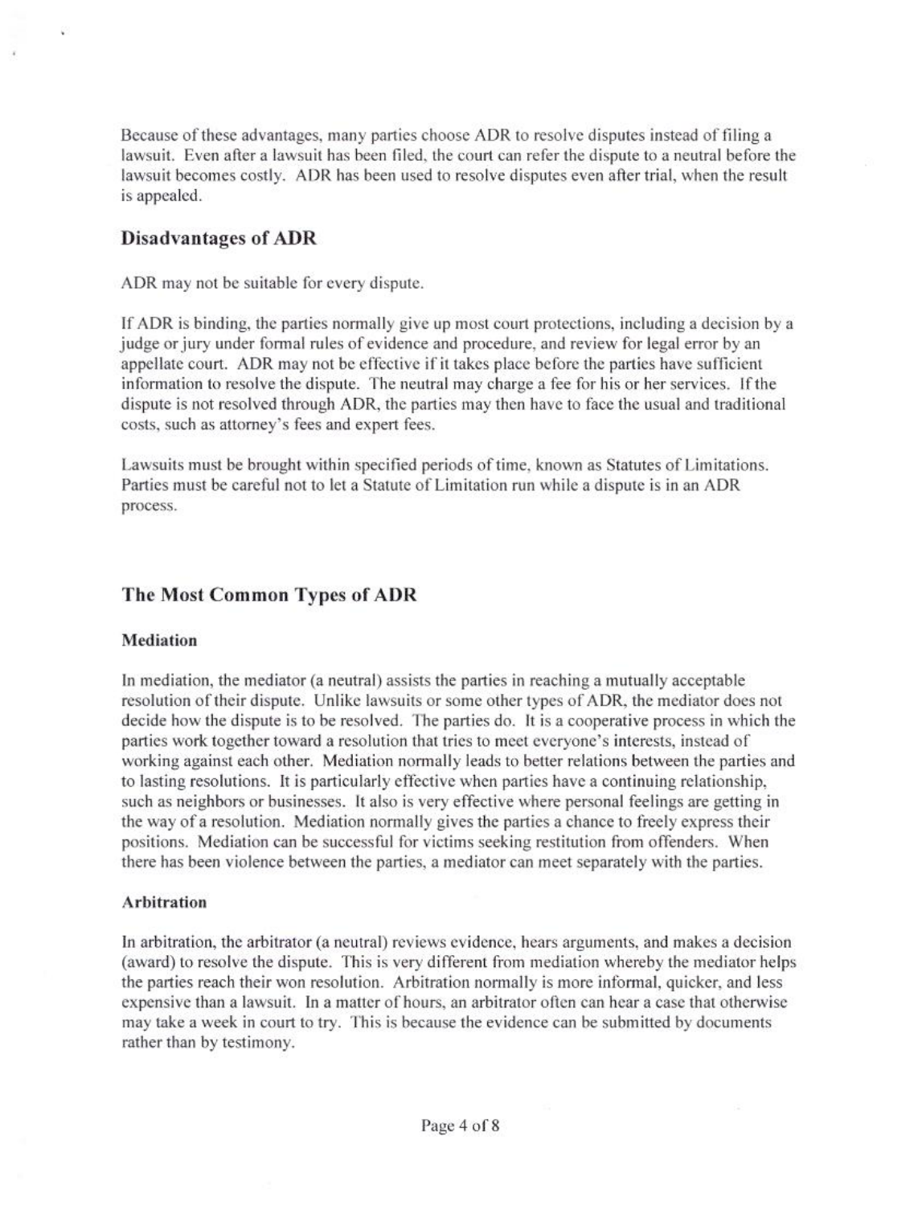Because of these advantages, many parties choose ADR to resolve disputes instead of filing a lawsuit. Even after a lawsuit has been filed, the court can refer the dispute to a neutral before the lawsuit becomes costly. ADR has been used to resolve disputes even after trial, when the result is appealed.

## Disadvantages of ADR

ADR may not be suitable for every dispute.

If ADR is binding, the parties normally give up most court protections, including a decision by a judge or jury under formal rules of evidence and procedure, and review for legal error by an appellate court. ADR may not be effective if it takes place before the parties have sufficient information to resolve the dispute. The neutral may charge a fee for his or her services. If the dispute is not resolved through ADR, the parties may then have to face the usual and traditional costs, such as attorney's fees and expert fees.

Lawsuits must be brought within specified periods of time, known as Statutes of Limitations. Parties must be careful not to let a Statute of Limitation run while a dispute is in an ADR process.

## The Most Common Types of ADR

### Mediation

In mediation, the mediator (a neutral) assists the parties in reaching a mutually acceptable resolution of their dispute. Unlike lawsuits or some other types of ADR, the mediator does not decide how the dispute is to be resolved. The parties do. It is a cooperative process in which the parties work together toward a resolution that tries to meet everyone's interests, instead of working against each other. Mediation normally leads to better relations between the parties and to lasting resolutions. It is particularly effective when parties have a continuing relationship, such as neighbors or businesses. It also is very effective where personal feelings are getting in the way of a resolution. Mediation normally gives the parties a chance to freely express their positions. Mediation can be successful for victims seeking restitution from offenders. When there has been violence between the parties, a mediator can meet separately with the parties.

### Arbitration

In arbitration, the arbitrator (a neutral) reviews evidence, hears arguments, and makes a decision (award) to resolve the dispute. This is very different from mediation whereby the mediator helps the parties reach their won resolution. Arbitration normally is more informal, quicker, and less expensive than a lawsuit. In a matter of hours, an arbitrator often can hear a case that otherwise may take a week in court to try. This is because the evidence can be submitted by documents rather than by testimony.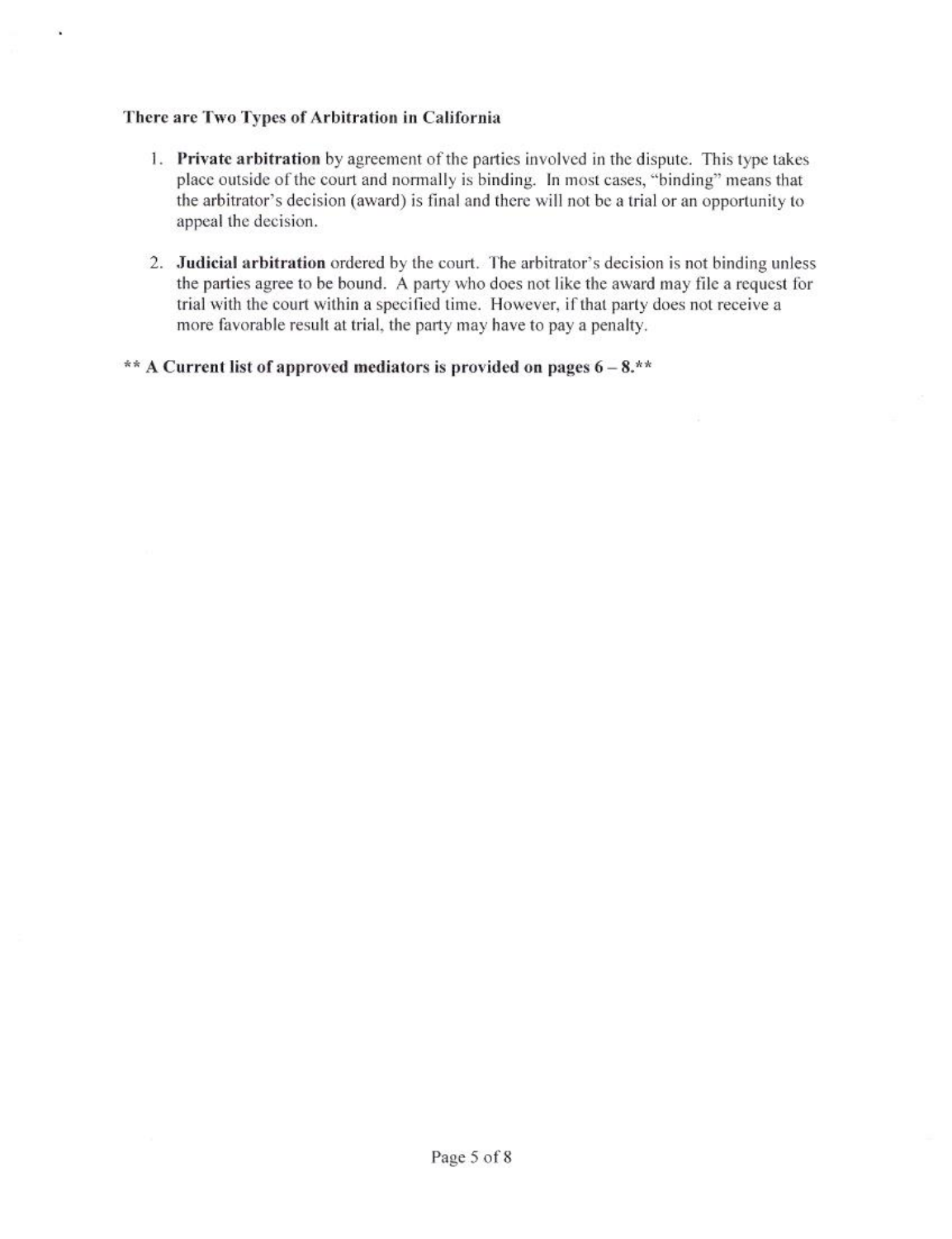**There are Two Types of Arbitration in California**

1. **Private arbitration** by agreement of the parties involved in the dispute. This type takes place outside of the court and normally is binding. In most cases, "binding" means that the arbitrator's decision (award) is final and there will not be a trial or an opportunity to appeal the decision.

2. **Judicial arbitration** ordered by the court. The arbitrator's decision is not binding unless the parties agree to be bound. A party who does not like the award may file a request for trial with the court within a specified time. However, if that party does not receive a more favorable result at trial, the party may have to pay a penalty.

**** A Current list of approved mediators is provided on pages 6 – 8.****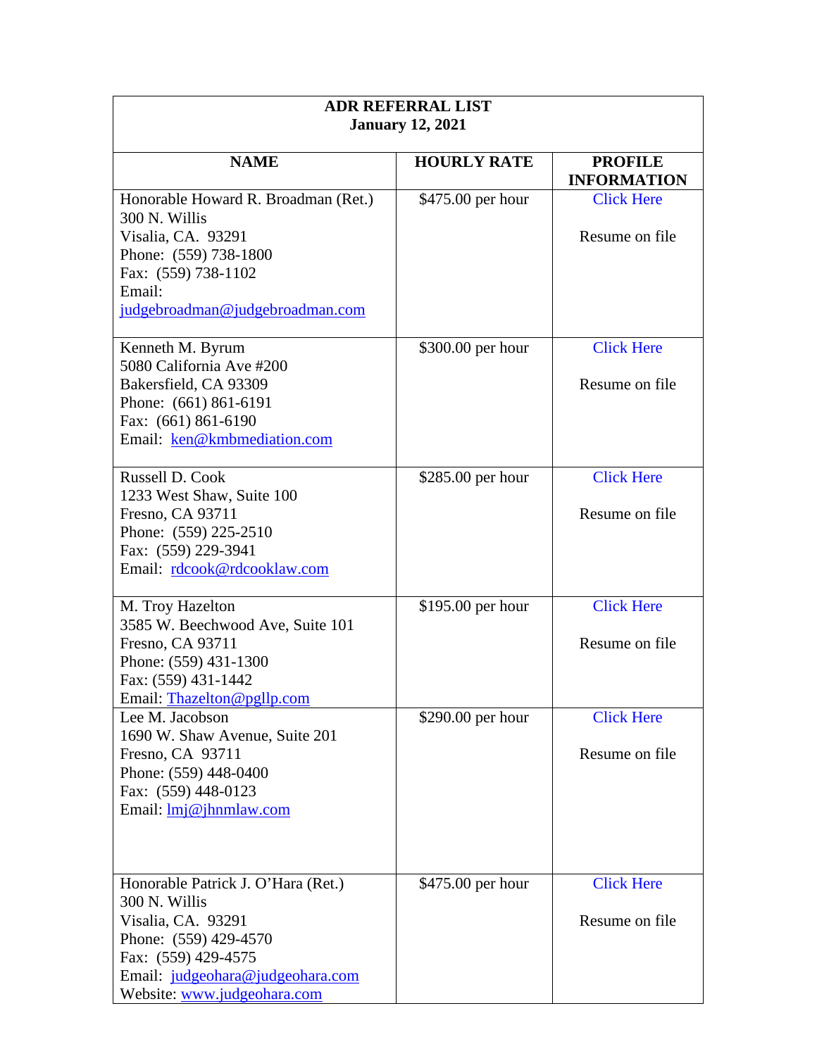| **ADR REFERRAL LIST**<br>**January 12, 2021** | | |
|---|---|---|
| **NAME** | **HOURLY RATE** | **PROFILE INFORMATION** |
| Honorable Howard R. Broadman (Ret.)<br>300 N. Willis<br>Visalia, CA. 93291<br>Phone: (559) 738-1800<br>Fax: (559) 738-1102<br>Email: judgebroadman@judgebroadman.com | $475.00 per hour | Click Here<br><br>Resume on file |
| Kenneth M. Byrum<br>5080 California Ave #200<br>Bakersfield, CA 93309<br>Phone: (661) 861-6191<br>Fax: (661) 861-6190<br>Email: ken@kmbmediation.com | $300.00 per hour | Click Here<br><br>Resume on file |
| Russell D. Cook<br>1233 West Shaw, Suite 100<br>Fresno, CA 93711<br>Phone: (559) 225-2510<br>Fax: (559) 229-3941<br>Email: rdcook@rdcooklaw.com | $285.00 per hour | Click Here<br><br>Resume on file |
| M. Troy Hazelton<br>3585 W. Beechwood Ave, Suite 101<br>Fresno, CA 93711<br>Phone: (559) 431-1300<br>Fax: (559) 431-1442<br>Email: Thazelton@pgllp.com | $195.00 per hour | Click Here<br><br>Resume on file |
| Lee M. Jacobson<br>1690 W. Shaw Avenue, Suite 201<br>Fresno, CA 93711<br>Phone: (559) 448-0400<br>Fax: (559) 448-0123<br>Email: lmj@jhnmlaw.com | $290.00 per hour | Click Here<br><br>Resume on file |
| Honorable Patrick J. O'Hara (Ret.)<br>300 N. Willis<br>Visalia, CA. 93291<br>Phone: (559) 429-4570<br>Fax: (559) 429-4575<br>Email: judgeohara@judgeohara.com<br>Website: www.judgeohara.com | $475.00 per hour | Click Here<br><br>Resume on file |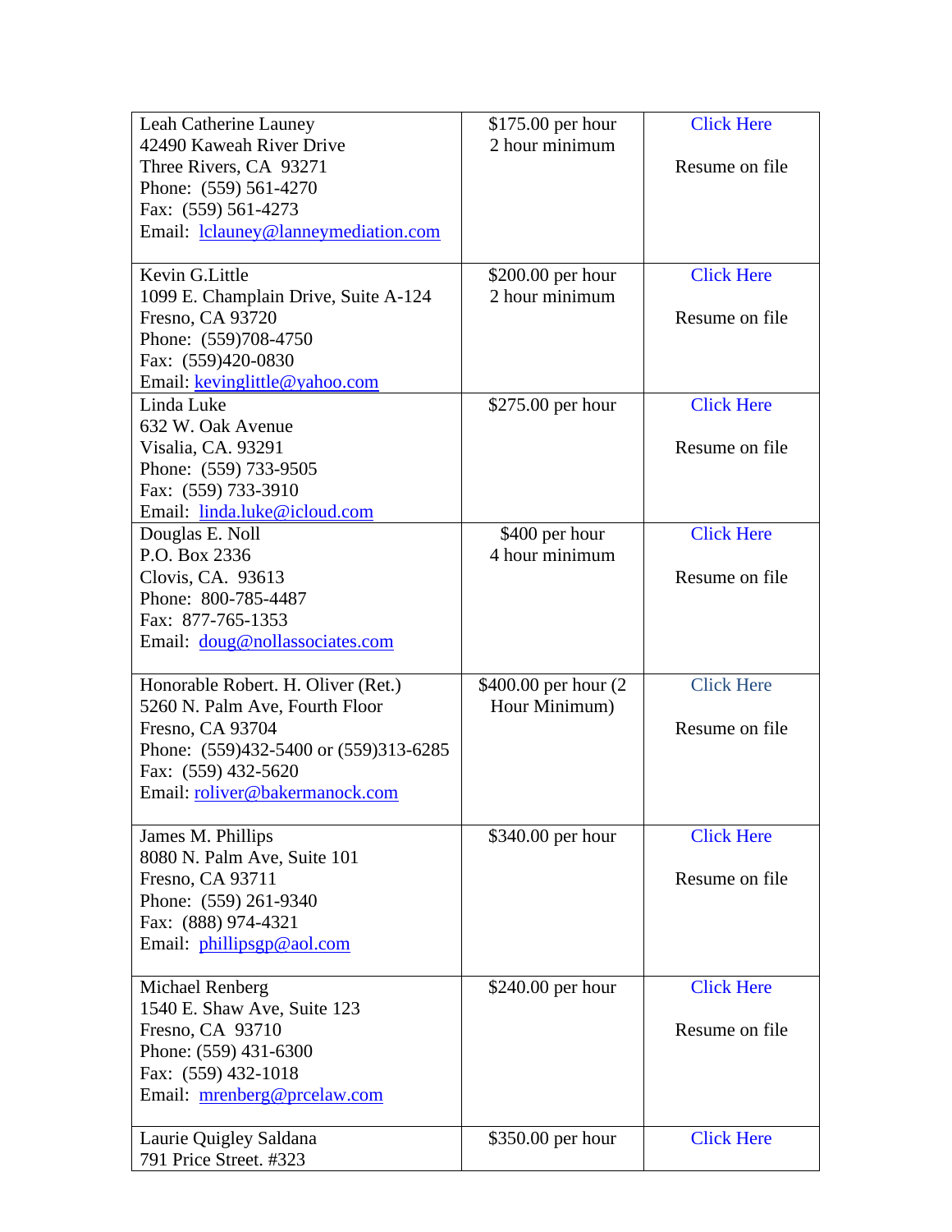| | | |
|---|---|---|
| Leah Catherine Launey<br>42490 Kaweah River Drive<br>Three Rivers, CA 93271<br>Phone: (559) 561-4270<br>Fax: (559) 561-4273<br>Email: lclauney@lanneymediation.com | $175.00 per hour<br>2 hour minimum | Click Here<br><br>Resume on file |
| Kevin G.Little<br>1099 E. Champlain Drive, Suite A-124<br>Fresno, CA 93720<br>Phone: (559)708-4750<br>Fax: (559)420-0830<br>Email: kevinglittle@yahoo.com | $200.00 per hour<br>2 hour minimum | Click Here<br><br>Resume on file |
| Linda Luke<br>632 W. Oak Avenue<br>Visalia, CA. 93291<br>Phone: (559) 733-9505<br>Fax: (559) 733-3910<br>Email: linda.luke@icloud.com | $275.00 per hour | Click Here<br><br>Resume on file |
| Douglas E. Noll<br>P.O. Box 2336<br>Clovis, CA. 93613<br>Phone: 800-785-4487<br>Fax: 877-765-1353<br>Email: doug@nollassociates.com | $400 per hour<br>4 hour minimum | Click Here<br><br>Resume on file |
| Honorable Robert. H. Oliver (Ret.)<br>5260 N. Palm Ave, Fourth Floor<br>Fresno, CA 93704<br>Phone: (559)432-5400 or (559)313-6285<br>Fax: (559) 432-5620<br>Email: roliver@bakermanock.com | $400.00 per hour (2 Hour Minimum) | Click Here<br><br>Resume on file |
| James M. Phillips<br>8080 N. Palm Ave, Suite 101<br>Fresno, CA 93711<br>Phone: (559) 261-9340<br>Fax: (888) 974-4321<br>Email: phillipsgp@aol.com | $340.00 per hour | Click Here<br><br>Resume on file |
| Michael Renberg<br>1540 E. Shaw Ave, Suite 123<br>Fresno, CA 93710<br>Phone: (559) 431-6300<br>Fax: (559) 432-1018<br>Email: mrenberg@prcelaw.com | $240.00 per hour | Click Here<br><br>Resume on file |
| Laurie Quigley Saldana<br>791 Price Street. #323 | $350.00 per hour | Click Here |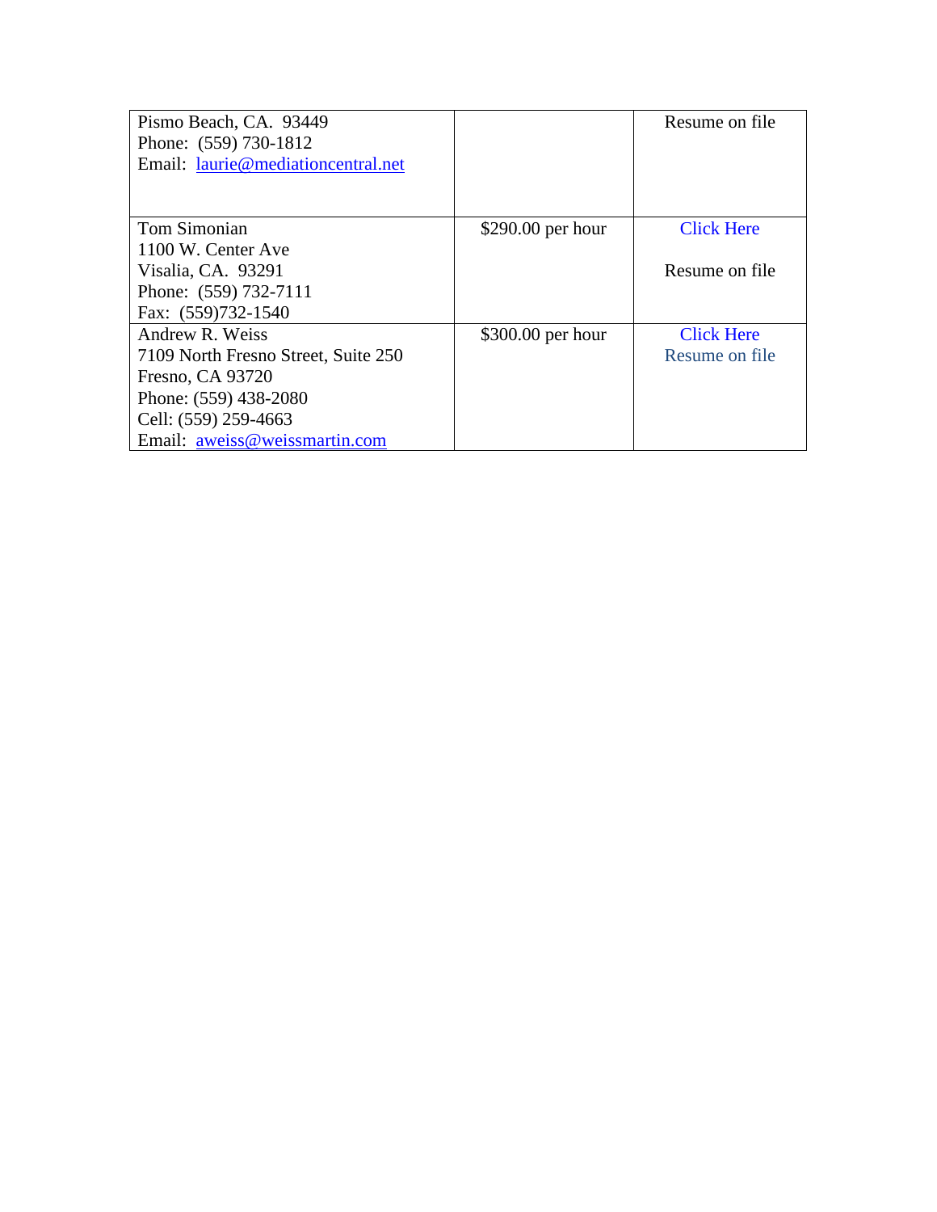| | | |
|---|---|---|
| Pismo Beach, CA. 93449<br>Phone: (559) 730-1812<br>Email: laurie@mediationcentral.net | | Resume on file |
| Tom Simonian<br>1100 W. Center Ave<br>Visalia, CA. 93291<br>Phone: (559) 732-7111<br>Fax: (559)732-1540 | $290.00 per hour | Click Here<br><br>Resume on file |
| Andrew R. Weiss<br>7109 North Fresno Street, Suite 250<br>Fresno, CA 93720<br>Phone: (559) 438-2080<br>Cell: (559) 259-4663<br>Email: aweiss@weissmartin.com | $300.00 per hour | Click Here<br>Resume on file |